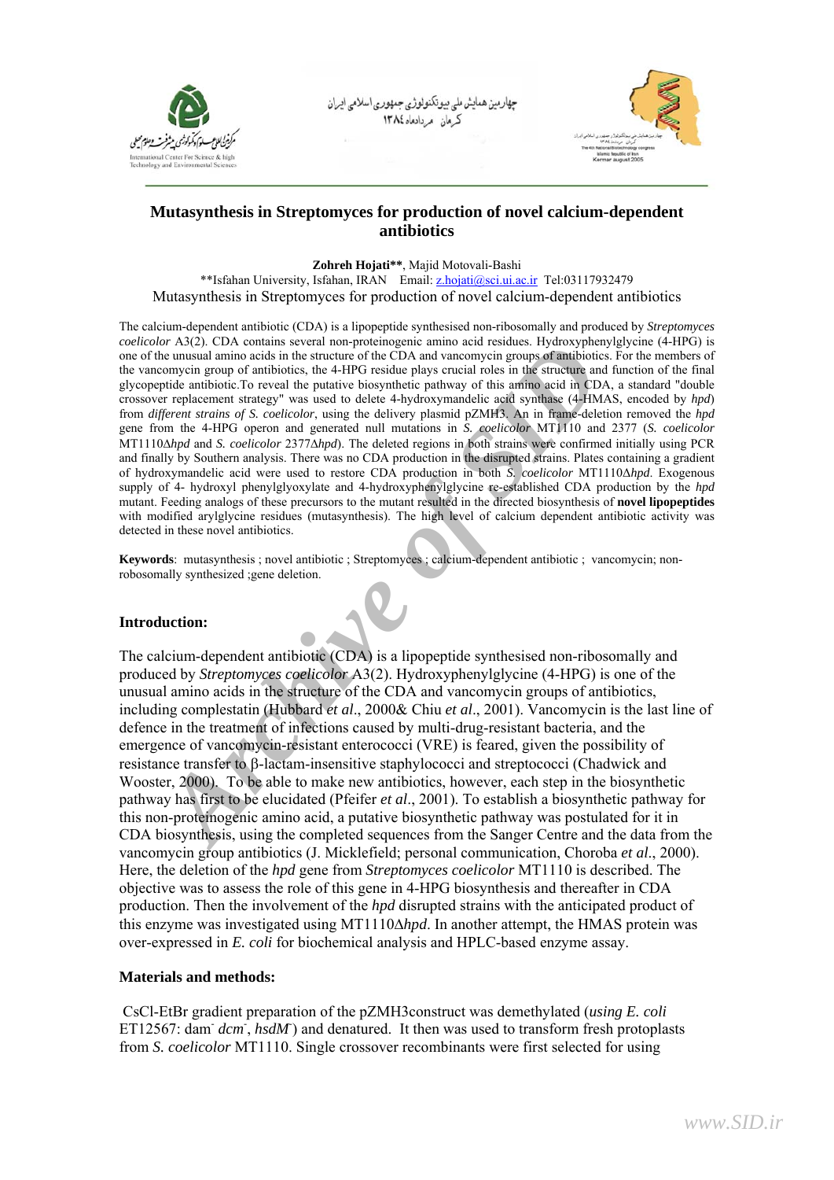# Mutasynthesis in Streptomyces for production of novel calcium-dependent antibiotics

**Zohreh Hojati****, Majid Motovali-Bashi

**Isfahan University, Isfahan, IRAN Email: z.hojati@sci.ui.ac.ir Tel:03117932479

Mutasynthesis in Streptomyces for production of novel calcium-dependent antibiotics

The calcium-dependent antibiotic (CDA) is a lipopeptide synthesised non-ribosomally and produced by *Streptomyces coelicolor* A3(2). CDA contains several non-proteinogenic amino acid residues. Hydroxyphenylglycine (4-HPG) is one of the unusual amino acids in the structure of the CDA and vancomycin groups of antibiotics. For the members of the vancomycin group of antibiotics, the 4-HPG residue plays crucial roles in the structure and function of the final glycopeptide antibiotic.To reveal the putative biosynthetic pathway of this amino acid in CDA, a standard "double crossover replacement strategy" was used to delete 4-hydroxymandelic acid synthase (4-HMAS, encoded by *hpd*) from *different strains of S. coelicolor*, using the delivery plasmid pZMH3. An in frame-deletion removed the *hpd* gene from the 4-HPG operon and generated null mutations in *S. coelicolor* MT1110 and 2377 (*S. coelicolor* MT1110Δ*hpd* and *S. coelicolor* 2377Δ*hpd*). The deleted regions in both strains were confirmed initially using PCR and finally by Southern analysis. There was no CDA production in the disrupted strains. Plates containing a gradient of hydroxymandelic acid were used to restore CDA production in both *S. coelicolor* MT1110Δ*hpd*. Exogenous supply of 4- hydroxyl phenylglyoxylate and 4-hydroxyphenylglycine re-established CDA production by the *hpd* mutant. Feeding analogs of these precursors to the mutant resulted in the directed biosynthesis of **novel lipopeptides** with modified arylglycine residues (mutasynthesis). The high level of calcium dependent antibiotic activity was detected in these novel antibiotics.

**Keywords**: mutasynthesis ; novel antibiotic ; Streptomyces ; calcium-dependent antibiotic ; vancomycin; non-robosomally synthesized ;gene deletion.

## Introduction:

The calcium-dependent antibiotic (CDA) is a lipopeptide synthesised non-ribosomally and produced by *Streptomyces coelicolor* A3(2). Hydroxyphenylglycine (4-HPG) is one of the unusual amino acids in the structure of the CDA and vancomycin groups of antibiotics, including complestatin (Hubbard *et al*., 2000& Chiu *et al*., 2001). Vancomycin is the last line of defence in the treatment of infections caused by multi-drug-resistant bacteria, and the emergence of vancomycin-resistant enterococci (VRE) is feared, given the possibility of resistance transfer to β-lactam-insensitive staphylococci and streptococci (Chadwick and Wooster, 2000). To be able to make new antibiotics, however, each step in the biosynthetic pathway has first to be elucidated (Pfeifer *et al*., 2001). To establish a biosynthetic pathway for this non-proteinogenic amino acid, a putative biosynthetic pathway was postulated for it in CDA biosynthesis, using the completed sequences from the Sanger Centre and the data from the vancomycin group antibiotics (J. Micklefield; personal communication, Choroba *et al*., 2000). Here, the deletion of the *hpd* gene from *Streptomyces coelicolor* MT1110 is described. The objective was to assess the role of this gene in 4-HPG biosynthesis and thereafter in CDA production. Then the involvement of the *hpd* disrupted strains with the anticipated product of this enzyme was investigated using MT1110Δ*hpd*. In another attempt, the HMAS protein was over-expressed in *E. coli* for biochemical analysis and HPLC-based enzyme assay.

## Materials and methods:

CsCl-EtBr gradient preparation of the pZMH3construct was demethylated (*using E. coli* ET12567: dam$^-$ *dcm*$^-$, *hsdM*$^-$) and denatured. It then was used to transform fresh protoplasts from *S. coelicolor* MT1110. Single crossover recombinants were first selected for using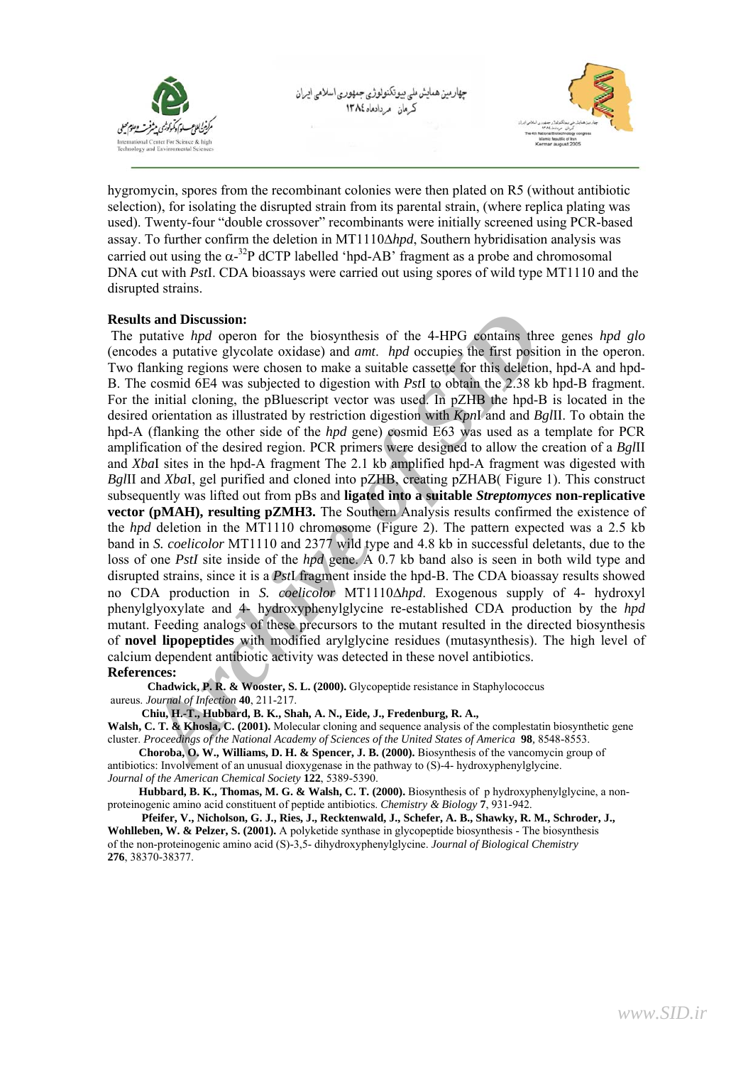hygromycin, spores from the recombinant colonies were then plated on R5 (without antibiotic selection), for isolating the disrupted strain from its parental strain, (where replica plating was used). Twenty-four "double crossover" recombinants were initially screened using PCR-based assay. To further confirm the deletion in MT1110Δ*hpd*, Southern hybridisation analysis was carried out using the α-$^{32}$P dCTP labelled 'hpd-AB' fragment as a probe and chromosomal DNA cut with *Pst*I. CDA bioassays were carried out using spores of wild type MT1110 and the disrupted strains.

**Results and Discussion:**

The putative *hpd* operon for the biosynthesis of the 4-HPG contains three genes *hpd glo* (encodes a putative glycolate oxidase) and *amt*. *hpd* occupies the first position in the operon. Two flanking regions were chosen to make a suitable cassette for this deletion, hpd-A and hpd-B. The cosmid 6E4 was subjected to digestion with *Pst*I to obtain the 2.38 kb hpd-B fragment. For the initial cloning, the pBluescript vector was used. In pZHB the hpd-B is located in the desired orientation as illustrated by restriction digestion with *Kpn*I and and *Bgl*II. To obtain the hpd-A (flanking the other side of the *hpd* gene) cosmid E63 was used as a template for PCR amplification of the desired region. PCR primers were designed to allow the creation of a *Bgl*II and *Xba*I sites in the hpd-A fragment The 2.1 kb amplified hpd-A fragment was digested with *Bgl*II and *Xba*I, gel purified and cloned into pZHB, creating pZHAB( Figure 1). This construct subsequently was lifted out from pBs and **ligated into a suitable *Streptomyces* non-replicative vector (pMAH), resulting pZMH3.** The Southern Analysis results confirmed the existence of the *hpd* deletion in the MT1110 chromosome (Figure 2). The pattern expected was a 2.5 kb band in *S. coelicolor* MT1110 and 2377 wild type and 4.8 kb in successful deletants, due to the loss of one *PstI* site inside of the *hpd* gene. A 0.7 kb band also is seen in both wild type and disrupted strains, since it is a *Pst*I fragment inside the hpd-B. The CDA bioassay results showed no CDA production in *S. coelicolor* MT1110Δ*hpd*. Exogenous supply of 4- hydroxyl phenylglyoxylate and 4- hydroxyphenylglycine re-established CDA production by the *hpd* mutant. Feeding analogs of these precursors to the mutant resulted in the directed biosynthesis of **novel lipopeptides** with modified arylglycine residues (mutasynthesis). The high level of calcium dependent antibiotic activity was detected in these novel antibiotics.

**References:**

**Chadwick, P. R. & Wooster, S. L. (2000).** Glycopeptide resistance in Staphylococcus aureus. *Journal of Infection* **40**, 211-217.

**Chiu, H.-T., Hubbard, B. K., Shah, A. N., Eide, J., Fredenburg, R. A., Walsh, C. T. & Khosla, C. (2001).** Molecular cloning and sequence analysis of the complestatin biosynthetic gene cluster. *Proceedings of the National Academy of Sciences of the United States of America* **98**, 8548-8553.

**Choroba, O. W., Williams, D. H. & Spencer, J. B. (2000).** Biosynthesis of the vancomycin group of antibiotics: Involvement of an unusual dioxygenase in the pathway to (S)-4- hydroxyphenylglycine. *Journal of the American Chemical Society* **122**, 5389-5390.

**Hubbard, B. K., Thomas, M. G. & Walsh, C. T. (2000).** Biosynthesis of p hydroxyphenylglycine, a non-proteinogenic amino acid constituent of peptide antibiotics. *Chemistry & Biology* **7**, 931-942.

**Pfeifer, V., Nicholson, G. J., Ries, J., Recktenwald, J., Schefer, A. B., Shawky, R. M., Schroder, J., Wohlleben, W. & Pelzer, S. (2001).** A polyketide synthase in glycopeptide biosynthesis - The biosynthesis of the non-proteinogenic amino acid (S)-3,5- dihydroxyphenylglycine. *Journal of Biological Chemistry* **276**, 38370-38377.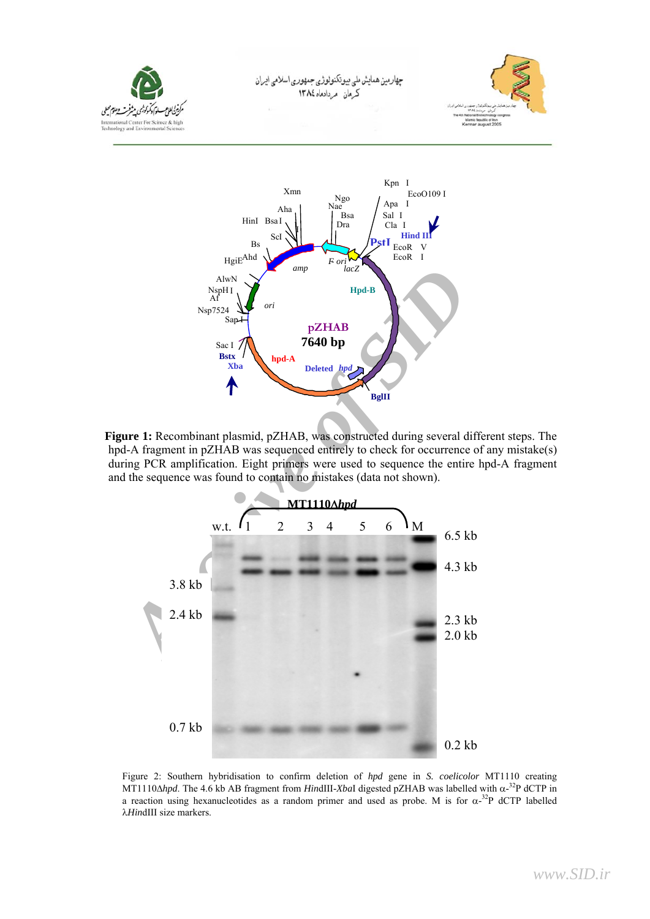Figure 1: Recombinant plasmid, pZHAB, was constructed during several different steps. The hpd-A fragment in pZHAB was sequenced entirely to check for occurrence of any mistake(s) during PCR amplification. Eight primers were used to sequence the entire hpd-A fragment and the sequence was found to contain no mistakes (data not shown).

MT1110Δ*hpd*

w.t.
1
2
3
4
5
6
M

6.5 kb
4.3 kb
3.8 kb
2.4 kb
2.3 kb
2.0 kb
0.7 kb
0.2 kb

Figure 2: Southern hybridisation to confirm deletion of *hpd* gene in *S. coelicolor* MT1110 creating MT1110Δ*hpd*. The 4.6 kb AB fragment from *Hin*dIII-*Xba*I digested pZHAB was labelled with α-$^{32}$P dCTP in a reaction using hexanucleotides as a random primer and used as probe. M is for α-$^{32}$P dCTP labelled λ*Hin*dIII size markers.